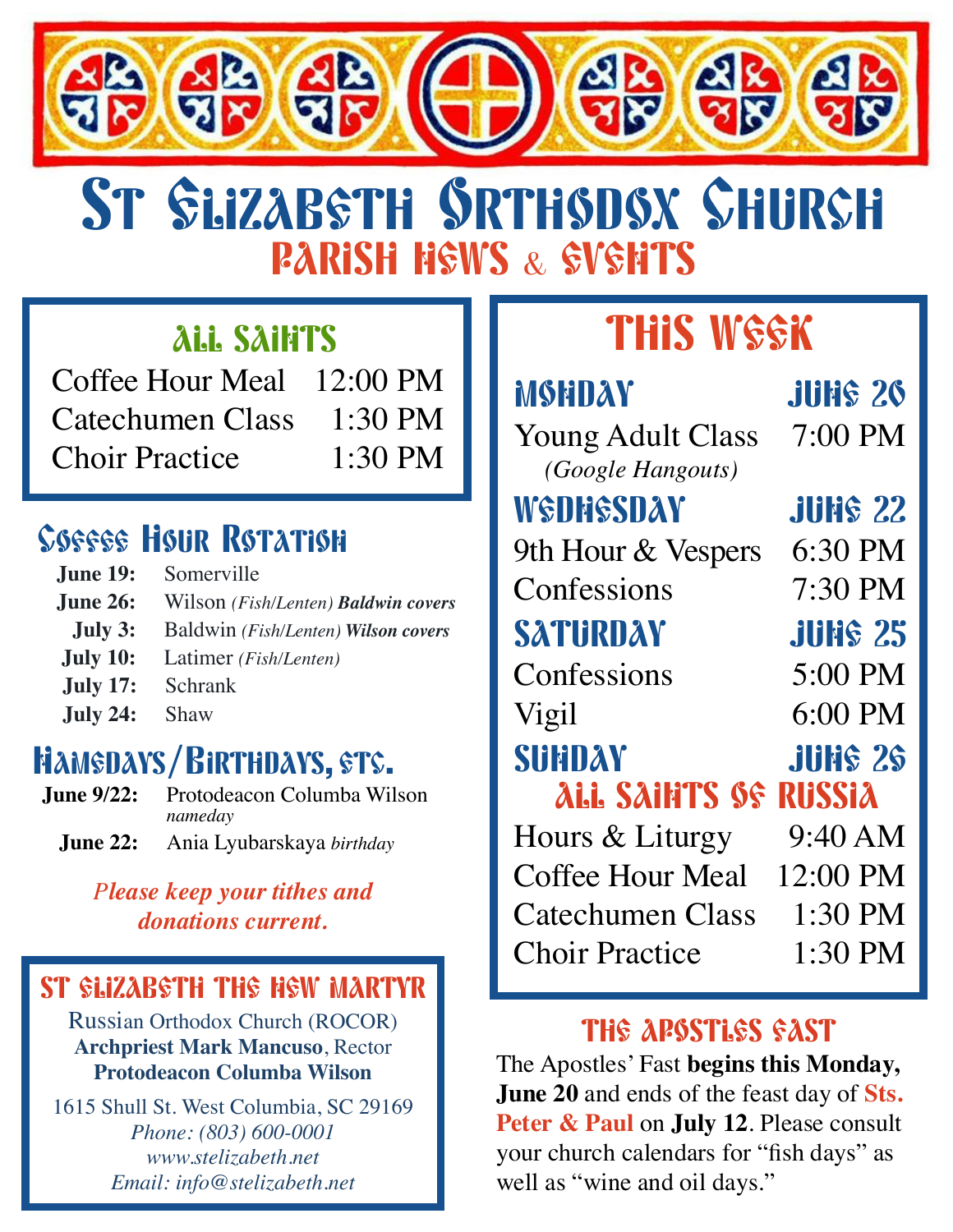# St Elizabeth Orthodox Church

## Parish News & Events

### All Saints

| | |
|---|---|
| Coffee Hour Meal | 12:00 PM |
| Catechumen Class | 1:30 PM |
| Choir Practice | 1:30 PM |

### Coffee Hour Rotation

| | |
|---|---|
| **June 19:** | Somerville |
| **June 26:** | Wilson *(Fish/Lenten)* ***Baldwin covers*** |
| **July 3:** | Baldwin *(Fish/Lenten)* ***Wilson covers*** |
| **July 10:** | Latimer *(Fish/Lenten)* |
| **July 17:** | Schrank |
| **July 24:** | Shaw |

### Namedays/Birthdays, etc.

| | |
|---|---|
| **June 9/22:** | Protodeacon Columba Wilson *nameday* |
| **June 22:** | Ania Lyubarskaya *birthday* |

***Please keep your tithes and donations current.***

### St Elizabeth the New Martyr

Russian Orthodox Church (ROCOR)
**Archpriest Mark Mancuso**, Rector
**Protodeacon Columba Wilson**

1615 Shull St. West Columbia, SC 29169
*Phone: (803) 600-0001*
*www.stelizabeth.net*
*Email: info@stelizabeth.net*

### This Week

**Monday — June 20**

| | |
|---|---|
| Young Adult Class *(Google Hangouts)* | 7:00 PM |

**Wednesday — June 22**

| | |
|---|---|
| 9th Hour & Vespers | 6:30 PM |
| Confessions | 7:30 PM |

**Saturday — June 25**

| | |
|---|---|
| Confessions | 5:00 PM |
| Vigil | 6:00 PM |

**Sunday — June 26**

**All Saints of Russia**

| | |
|---|---|
| Hours & Liturgy | 9:40 AM |
| Coffee Hour Meal | 12:00 PM |
| Catechumen Class | 1:30 PM |
| Choir Practice | 1:30 PM |

### The Apostles Fast

The Apostles' Fast **begins this Monday, June 20** and ends of the feast day of **Sts. Peter & Paul** on **July 12**. Please consult your church calendars for "fish days" as well as "wine and oil days."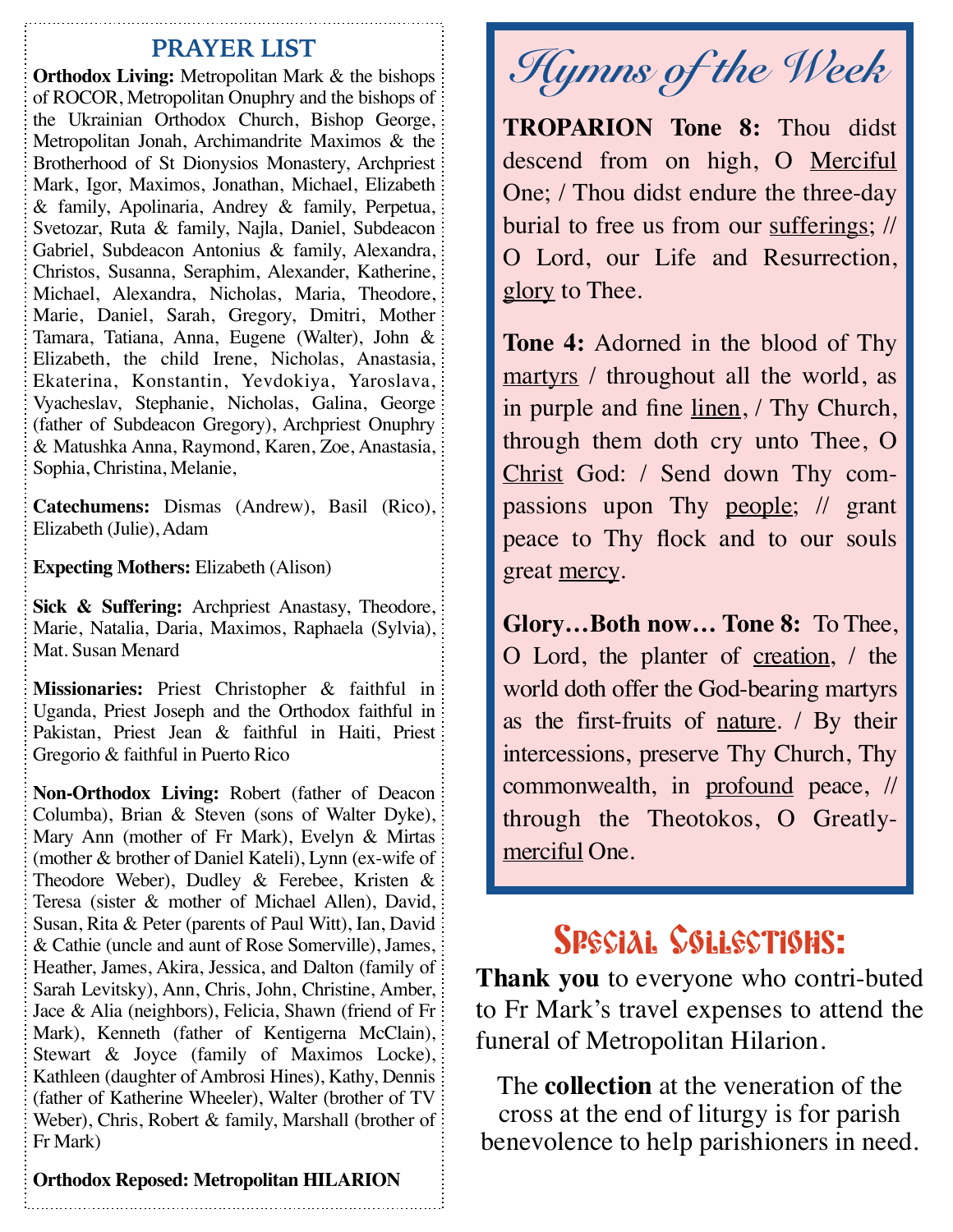## PRAYER LIST

**Orthodox Living:** Metropolitan Mark & the bishops of ROCOR, Metropolitan Onuphry and the bishops of the Ukrainian Orthodox Church, Bishop George, Metropolitan Jonah, Archimandrite Maximos & the Brotherhood of St Dionysios Monastery, Archpriest Mark, Igor, Maximos, Jonathan, Michael, Elizabeth & family, Apolinaria, Andrey & family, Perpetua, Svetozar, Ruta & family, Najla, Daniel, Subdeacon Gabriel, Subdeacon Antonius & family, Alexandra, Christos, Susanna, Seraphim, Alexander, Katherine, Michael, Alexandra, Nicholas, Maria, Theodore, Marie, Daniel, Sarah, Gregory, Dmitri, Mother Tamara, Tatiana, Anna, Eugene (Walter), John & Elizabeth, the child Irene, Nicholas, Anastasia, Ekaterina, Konstantin, Yevdokiya, Yaroslava, Vyacheslav, Stephanie, Nicholas, Galina, George (father of Subdeacon Gregory), Archpriest Onuphry & Matushka Anna, Raymond, Karen, Zoe, Anastasia, Sophia, Christina, Melanie,

**Catechumens:** Dismas (Andrew), Basil (Rico), Elizabeth (Julie), Adam

**Expecting Mothers:** Elizabeth (Alison)

**Sick & Suffering:** Archpriest Anastasy, Theodore, Marie, Natalia, Daria, Maximos, Raphaela (Sylvia), Mat. Susan Menard

**Missionaries:** Priest Christopher & faithful in Uganda, Priest Joseph and the Orthodox faithful in Pakistan, Priest Jean & faithful in Haiti, Priest Gregorio & faithful in Puerto Rico

**Non-Orthodox Living:** Robert (father of Deacon Columba), Brian & Steven (sons of Walter Dyke), Mary Ann (mother of Fr Mark), Evelyn & Mirtas (mother & brother of Daniel Kateli), Lynn (ex-wife of Theodore Weber), Dudley & Ferebee, Kristen & Teresa (sister & mother of Michael Allen), David, Susan, Rita & Peter (parents of Paul Witt), Ian, David & Cathie (uncle and aunt of Rose Somerville), James, Heather, James, Akira, Jessica, and Dalton (family of Sarah Levitsky), Ann, Chris, John, Christine, Amber, Jace & Alia (neighbors), Felicia, Shawn (friend of Fr Mark), Kenneth (father of Kentigerna McClain), Stewart & Joyce (family of Maximos Locke), Kathleen (daughter of Ambrosi Hines), Kathy, Dennis (father of Katherine Wheeler), Walter (brother of TV Weber), Chris, Robert & family, Marshall (brother of Fr Mark)

**Orthodox Reposed: Metropolitan HILARION**

## Hymns of the Week

**TROPARION Tone 8:** Thou didst descend from on high, O Merciful One; / Thou didst endure the three-day burial to free us from our sufferings; // O Lord, our Life and Resurrection, glory to Thee.

**Tone 4:** Adorned in the blood of Thy martyrs / throughout all the world, as in purple and fine linen, / Thy Church, through them doth cry unto Thee, O Christ God: / Send down Thy compassions upon Thy people; // grant peace to Thy flock and to our souls great mercy.

**Glory…Both now… Tone 8:** To Thee, O Lord, the planter of creation, / the world doth offer the God-bearing martyrs as the first-fruits of nature. / By their intercessions, preserve Thy Church, Thy commonwealth, in profound peace, // through the Theotokos, O Greatly-merciful One.

## Special Collections:

**Thank you** to everyone who contri-buted to Fr Mark's travel expenses to attend the funeral of Metropolitan Hilarion.

The **collection** at the veneration of the cross at the end of liturgy is for parish benevolence to help parishioners in need.